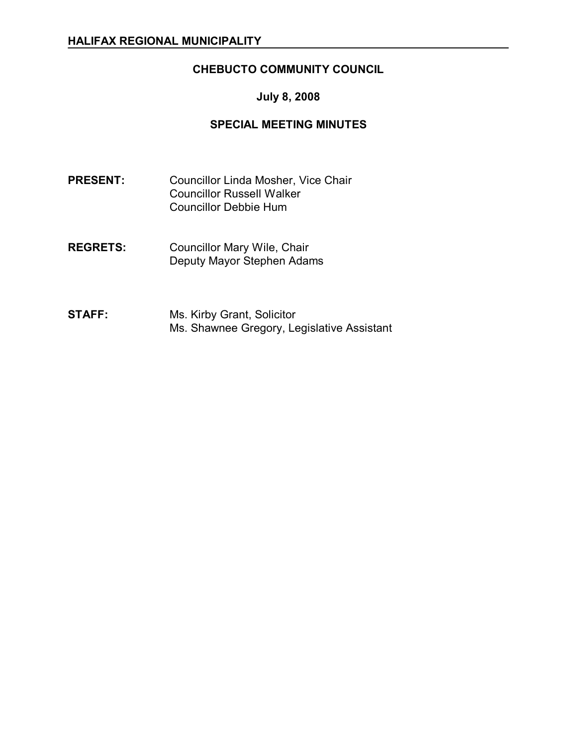**HALIFAX REGIONAL MUNICIPALITY**

# CHEBUCTO COMMUNITY COUNCIL

## July 8, 2008

## SPECIAL MEETING MINUTES

| | |
|---|---|
| **PRESENT:** | Councillor Linda Mosher, Vice Chair<br>Councillor Russell Walker<br>Councillor Debbie Hum |
| **REGRETS:** | Councillor Mary Wile, Chair<br>Deputy Mayor Stephen Adams |
| **STAFF:** | Ms. Kirby Grant, Solicitor<br>Ms. Shawnee Gregory, Legislative Assistant |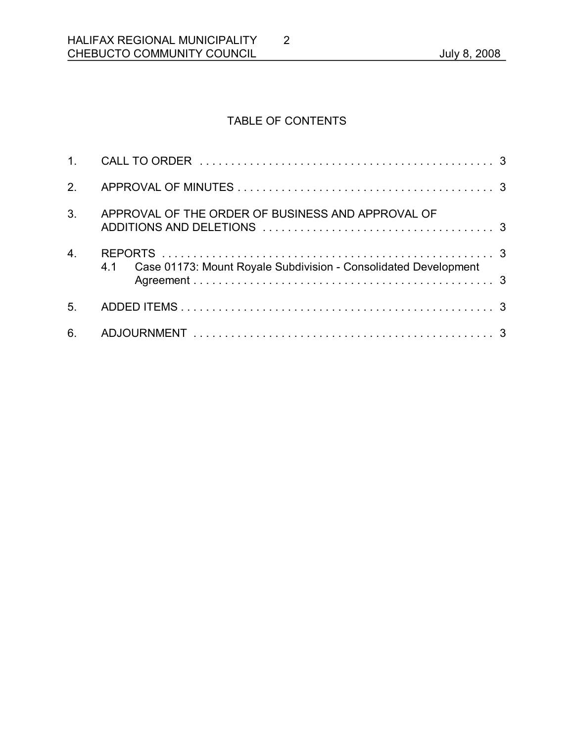## TABLE OF CONTENTS

1. CALL TO ORDER . . . . . . . . . . . . . . . . . . . . . . . . . . . . . . . . . . . . . . . . . . . . . . . 3
2. APPROVAL OF MINUTES . . . . . . . . . . . . . . . . . . . . . . . . . . . . . . . . . . . . . . . . . 3
3. APPROVAL OF THE ORDER OF BUSINESS AND APPROVAL OF ADDITIONS AND DELETIONS . . . . . . . . . . . . . . . . . . . . . . . . . . . . . . . . . . . . . 3
4. REPORTS . . . . . . . . . . . . . . . . . . . . . . . . . . . . . . . . . . . . . . . . . . . . . . . . . . . . 3
   - 4.1 Case 01173: Mount Royale Subdivision - Consolidated Development Agreement . . . . . . . . . . . . . . . . . . . . . . . . . . . . . . . . . . . . . . . . . . . . . . . 3
5. ADDED ITEMS . . . . . . . . . . . . . . . . . . . . . . . . . . . . . . . . . . . . . . . . . . . . . . . . . 3
6. ADJOURNMENT . . . . . . . . . . . . . . . . . . . . . . . . . . . . . . . . . . . . . . . . . . . . . . . 3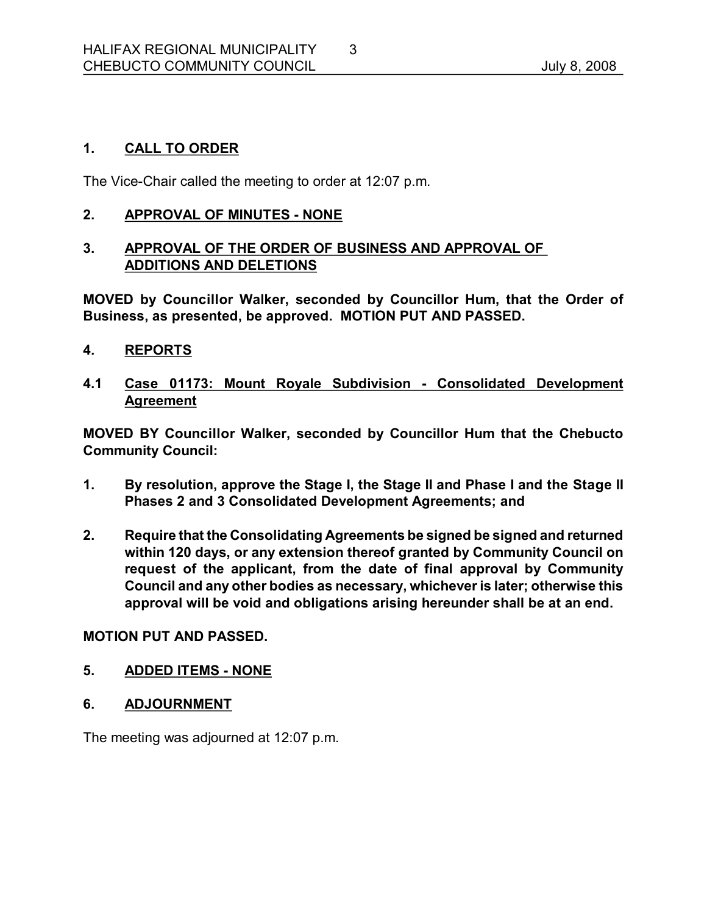## 1. CALL TO ORDER

The Vice-Chair called the meeting to order at 12:07 p.m.

## 2. APPROVAL OF MINUTES - NONE

## 3. APPROVAL OF THE ORDER OF BUSINESS AND APPROVAL OF ADDITIONS AND DELETIONS

**MOVED by Councillor Walker, seconded by Councillor Hum, that the Order of Business, as presented, be approved. MOTION PUT AND PASSED.**

## 4. REPORTS

### 4.1 Case 01173: Mount Royale Subdivision - Consolidated Development Agreement

**MOVED BY Councillor Walker, seconded by Councillor Hum that the Chebucto Community Council:**

1. **By resolution, approve the Stage I, the Stage II and Phase I and the Stage II Phases 2 and 3 Consolidated Development Agreements; and**
2. **Require that the Consolidating Agreements be signed be signed and returned within 120 days, or any extension thereof granted by Community Council on request of the applicant, from the date of final approval by Community Council and any other bodies as necessary, whichever is later; otherwise this approval will be void and obligations arising hereunder shall be at an end.**

**MOTION PUT AND PASSED.**

## 5. ADDED ITEMS - NONE

## 6. ADJOURNMENT

The meeting was adjourned at 12:07 p.m.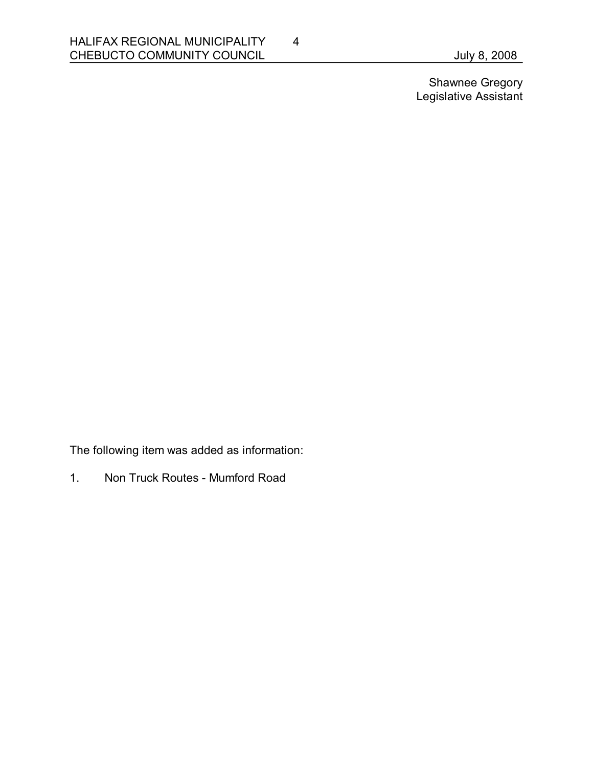Shawnee Gregory
Legislative Assistant

The following item was added as information:

1. Non Truck Routes - Mumford Road